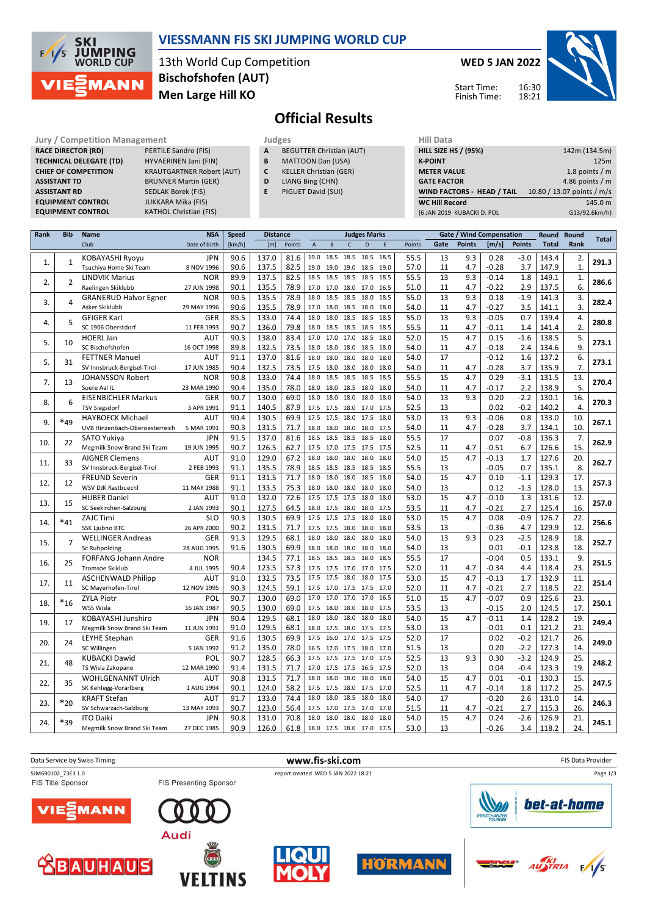# VIESSMANN FIS SKI JUMPING WORLD CUP

13th World Cup Competition
**Bischofshofen (AUT)**
**Men Large Hill KO**

**WED 5 JAN 2022**

Start Time: 16:30
Finish Time: 18:21

## Official Results

| Jury / Competition Management | |
|---|---|
| RACE DIRECTOR (RD) | PERTILE Sandro (FIS) |
| TECHNICAL DELEGATE (TD) | HYVAERINEN Jani (FIN) |
| CHIEF OF COMPETITION | KRAUTGARTNER Robert (AUT) |
| ASSISTANT TD | BRUNNER Martin (GER) |
| ASSISTANT RD | SEDLAK Borek (FIS) |
| EQUIPMENT CONTROL | JUKKARA Mika (FIS) |
| EQUIPMENT CONTROL | KATHOL Christian (FIS) |

| Judges | |
|---|---|
| A | BEGUTTER Christian (AUT) |
| B | MATTOON Dan (USA) |
| C | KELLER Christian (GER) |
| D | LIANG Bing (CHN) |
| E | PIGUET David (SUI) |

| Hill Data | |
|---|---|
| HILL SIZE HS / (95%) | 142m (134.5m) |
| K-POINT | 125m |
| METER VALUE | 1.8 points / m |
| GATE FACTOR | 4.86 points / m |
| WIND FACTORS - HEAD / TAIL | 10.80 / 13.07 points / m/s |
| WC Hill Record | 145.0 m |
| (6 JAN 2019 KUBACKI D. POL | G13/92.6km/h) |

| Rank | Bib | Name / Club | NSA / Date of birth | Speed [km/h] | Distance [m] | Distance Points | A | B | C | D | E | Judges Points | Gate | Gate Points | Wind [m/s] | Wind Points | Round Total | Round Rank | Total |
|---|---|---|---|---|---|---|---|---|---|---|---|---|---|---|---|---|---|---|---|
| 1. | 1 | KOBAYASHI Ryoyu | JPN | 90.6 | 137.0 | 81.6 | 19.0 | 18.5 | 18.5 | 18.5 | 18.5 | 55.5 | 13 | 9.3 | 0.28 | -3.0 | 143.4 | 2. | 291.3 |
| | | Tsuchiya Home Ski Team | 8 NOV 1996 | 90.6 | 137.5 | 82.5 | 19.0 | 19.0 | 19.0 | 18.5 | 19.0 | 57.0 | 11 | 4.7 | -0.28 | 3.7 | 147.9 | 1. | |
| 2. | 2 | LINDVIK Marius | NOR | 89.9 | 137.5 | 82.5 | 18.5 | 18.5 | 18.5 | 18.5 | 18.5 | 55.5 | 13 | 9.3 | -0.14 | 1.8 | 149.1 | 1. | 286.6 |
| | | Raelingen Skiklubb | 27 JUN 1998 | 90.1 | 135.5 | 78.9 | 17.0 | 17.0 | 18.0 | 17.0 | 16.5 | 51.0 | 11 | 4.7 | -0.22 | 2.9 | 137.5 | 6. | |
| 3. | 4 | GRANERUD Halvor Egner | NOR | 90.5 | 135.5 | 78.9 | 18.0 | 18.5 | 18.5 | 18.0 | 18.5 | 55.0 | 13 | 9.3 | 0.18 | -1.9 | 141.3 | 3. | 282.4 |
| | | Asker Skiklubb | 29 MAY 1996 | 90.6 | 135.5 | 78.9 | 17.0 | 18.0 | 18.5 | 18.0 | 18.0 | 54.0 | 11 | 4.7 | -0.27 | 3.5 | 141.1 | 3. | |
| 4. | 5 | GEIGER Karl | GER | 85.5 | 133.0 | 74.4 | 18.0 | 18.0 | 18.5 | 18.5 | 18.5 | 55.0 | 13 | 9.3 | -0.05 | 0.7 | 139.4 | 4. | 280.8 |
| | | SC 1906 Oberstdorf | 11 FEB 1993 | 90.7 | 136.0 | 79.8 | 18.0 | 18.5 | 18.5 | 18.5 | 18.5 | 55.5 | 11 | 4.7 | -0.11 | 1.4 | 141.4 | 2. | |
| 5. | 10 | HOERL Jan | AUT | 90.3 | 138.0 | 83.4 | 17.0 | 17.0 | 17.0 | 18.5 | 18.0 | 52.0 | 15 | 4.7 | 0.15 | -1.6 | 138.5 | 5. | 273.1 |
| | | SC Bischofshofen | 16 OCT 1998 | 89.8 | 132.5 | 73.5 | 18.0 | 18.0 | 18.0 | 18.0 | 18.0 | 54.0 | 11 | 4.7 | -0.18 | 2.4 | 134.6 | 9. | |
| 5. | 31 | FETTNER Manuel | AUT | 91.1 | 137.0 | 81.6 | 18.0 | 18.0 | 18.0 | 18.0 | 18.0 | 54.0 | 17 | | -0.12 | 1.6 | 137.2 | 6. | 273.1 |
| | | SV Innsbruck-Bergisel-Tirol | 17 JUN 1985 | 90.4 | 132.5 | 73.5 | 17.5 | 18.0 | 18.0 | 18.0 | 18.0 | 54.0 | 11 | 4.7 | -0.28 | 3.7 | 135.9 | 7. | |
| 7. | 13 | JOHANSSON Robert | NOR | 90.8 | 133.0 | 74.4 | 18.0 | 18.5 | 18.5 | 18.5 | 18.5 | 55.5 | 15 | 4.7 | 0.29 | -3.1 | 131.5 | 13. | 270.4 |
| | | Soere Aal IL | 23 MAR 1990 | 90.4 | 135.0 | 78.0 | 18.0 | 18.0 | 18.5 | 18.0 | 18.0 | 54.0 | 11 | 4.7 | -0.17 | 2.2 | 138.9 | 5. | |
| 8. | 6 | EISENBICHLER Markus | GER | 90.7 | 130.0 | 69.0 | 18.0 | 18.0 | 18.0 | 18.0 | 18.0 | 54.0 | 13 | 9.3 | 0.20 | -2.2 | 130.1 | 16. | 270.3 |
| | | TSV Siegsdorf | 3 APR 1991 | 91.1 | 140.5 | 87.9 | 17.5 | 17.5 | 18.0 | 17.0 | 17.5 | 52.5 | 13 | | 0.02 | -0.2 | 140.2 | 4. | |
| 9. | *49 | HAYBOECK Michael | AUT | 90.4 | 130.5 | 69.9 | 17.5 | 17.5 | 18.0 | 17.5 | 18.0 | 53.0 | 13 | 9.3 | -0.06 | 0.8 | 133.0 | 10. | 267.1 |
| | | UVB Hinzenbach-Oberoesterreich | 5 MAR 1991 | 90.3 | 131.5 | 71.7 | 18.0 | 18.0 | 18.0 | 18.0 | 17.5 | 54.0 | 11 | 4.7 | -0.28 | 3.7 | 134.1 | 10. | |
| 10. | 22 | SATO Yukiya | JPN | 91.5 | 137.0 | 81.6 | 18.5 | 18.5 | 18.5 | 18.5 | 18.0 | 55.5 | 17 | | 0.07 | -0.8 | 136.3 | 7. | 262.9 |
| | | Megmilk Snow Brand Ski Team | 19 JUN 1995 | 90.7 | 126.5 | 62.7 | 17.5 | 17.0 | 17.5 | 17.5 | 17.5 | 52.5 | 11 | 4.7 | -0.51 | 6.7 | 126.6 | 15. | |
| 11. | 33 | AIGNER Clemens | AUT | 91.0 | 129.0 | 67.2 | 18.0 | 18.0 | 18.0 | 18.0 | 18.0 | 54.0 | 15 | 4.7 | -0.13 | 1.7 | 127.6 | 20. | 262.7 |
| | | SV Innsbruck-Bergisel-Tirol | 2 FEB 1993 | 91.1 | 135.5 | 78.9 | 18.5 | 18.5 | 18.5 | 18.5 | 18.5 | 55.5 | 13 | | -0.05 | 0.7 | 135.1 | 8. | |
| 12. | 12 | FREUND Severin | GER | 91.1 | 131.5 | 71.7 | 18.0 | 18.0 | 18.0 | 18.5 | 18.0 | 54.0 | 15 | 4.7 | 0.10 | -1.1 | 129.3 | 17. | 257.3 |
| | | WSV DJK Rastbuechl | 11 MAY 1988 | 91.1 | 133.5 | 75.3 | 18.0 | 18.0 | 18.0 | 18.0 | 18.0 | 54.0 | 13 | | 0.12 | -1.3 | 128.0 | 13. | |
| 13. | 15 | HUBER Daniel | AUT | 91.0 | 132.0 | 72.6 | 17.5 | 17.5 | 17.5 | 18.0 | 18.0 | 53.0 | 15 | 4.7 | -0.10 | 1.3 | 131.6 | 12. | 257.0 |
| | | SC Seekirchen-Salzburg | 2 JAN 1993 | 90.1 | 127.5 | 64.5 | 18.0 | 17.5 | 18.0 | 18.0 | 17.5 | 53.5 | 11 | 4.7 | -0.21 | 2.7 | 125.4 | 16. | |
| 14. | *41 | ZAJC Timi | SLO | 90.3 | 130.5 | 69.9 | 17.5 | 17.5 | 17.5 | 18.0 | 18.0 | 53.0 | 15 | 4.7 | 0.08 | -0.9 | 126.7 | 22. | 256.6 |
| | | SSK Ljubno BTC | 26 APR 2000 | 90.2 | 131.5 | 71.7 | 17.5 | 17.5 | 18.0 | 18.0 | 18.0 | 53.5 | 13 | | -0.36 | 4.7 | 129.9 | 12. | |
| 15. | 7 | WELLINGER Andreas | GER | 91.3 | 129.5 | 68.1 | 18.0 | 18.0 | 18.0 | 18.0 | 18.0 | 54.0 | 13 | 9.3 | 0.23 | -2.5 | 128.9 | 18. | 252.7 |
| | | Sc Ruhpolding | 28 AUG 1995 | 91.6 | 130.5 | 69.9 | 18.0 | 18.0 | 18.0 | 18.0 | 18.0 | 54.0 | 13 | | 0.01 | -0.1 | 123.8 | 18. | |
| 16. | 25 | FORFANG Johann Andre | NOR | | 134.5 | 77.1 | 18.5 | 18.5 | 18.5 | 18.0 | 18.5 | 55.5 | 17 | | -0.04 | 0.5 | 133.1 | 9. | 251.5 |
| | | Tromsoe Skiklub | 4 JUL 1995 | 90.4 | 123.5 | 57.3 | 17.5 | 17.5 | 17.0 | 17.0 | 17.0 | 52.0 | 11 | 4.7 | -0.34 | 4.4 | 118.4 | 23. | |
| 17. | 11 | ASCHENWALD Philipp | AUT | 91.0 | 132.5 | 73.5 | 17.5 | 17.5 | 18.0 | 18.0 | 17.5 | 53.0 | 15 | 4.7 | -0.13 | 1.7 | 132.9 | 11. | 251.4 |
| | | SC Mayerhofen-Tirol | 12 NOV 1995 | 90.3 | 124.5 | 59.1 | 17.5 | 17.0 | 17.5 | 17.5 | 17.0 | 52.0 | 11 | 4.7 | -0.21 | 2.7 | 118.5 | 22. | |
| 18. | *16 | ZYLA Piotr | POL | 90.7 | 130.0 | 69.0 | 17.0 | 17.0 | 17.0 | 17.0 | 16.5 | 51.0 | 15 | 4.7 | -0.07 | 0.9 | 125.6 | 23. | 250.1 |
| | | WSS Wisla | 16 JAN 1987 | 90.5 | 130.0 | 69.0 | 17.5 | 18.0 | 18.0 | 18.0 | 17.5 | 53.5 | 13 | | -0.15 | 2.0 | 124.5 | 17. | |
| 19. | 17 | KOBAYASHI Junshiro | JPN | 90.4 | 129.5 | 68.1 | 18.0 | 18.0 | 18.0 | 18.0 | 18.0 | 54.0 | 15 | 4.7 | -0.11 | 1.4 | 128.2 | 19. | 249.4 |
| | | Megmilk Snow Brand Ski Team | 11 JUN 1991 | 91.0 | 129.5 | 68.1 | 18.0 | 17.5 | 18.0 | 17.5 | 17.5 | 53.0 | 13 | | -0.01 | 0.1 | 121.2 | 21. | |
| 20. | 24 | LEYHE Stephan | GER | 91.6 | 130.5 | 69.9 | 17.5 | 16.0 | 17.0 | 17.5 | 17.5 | 52.0 | 17 | | 0.02 | -0.2 | 121.7 | 26. | 249.0 |
| | | SC Willingen | 5 JAN 1992 | 91.2 | 135.0 | 78.0 | 16.5 | 17.0 | 17.5 | 18.0 | 17.0 | 51.5 | 13 | | 0.20 | -2.2 | 127.3 | 14. | |
| 21. | 48 | KUBACKI Dawid | POL | 90.7 | 128.5 | 66.3 | 17.5 | 17.5 | 17.5 | 17.0 | 17.5 | 52.5 | 13 | 9.3 | 0.30 | -3.2 | 124.9 | 25. | 248.2 |
| | | TS Wisla Zakopane | 12 MAR 1990 | 91.4 | 131.5 | 71.7 | 17.0 | 17.5 | 17.5 | 16.5 | 17.5 | 52.0 | 13 | | 0.04 | -0.4 | 123.3 | 19. | |
| 22. | 35 | WOHLGENANNT Ulrich | AUT | 90.8 | 131.5 | 71.7 | 18.0 | 18.0 | 18.0 | 18.0 | 18.0 | 54.0 | 15 | 4.7 | 0.01 | -0.1 | 130.3 | 15. | 247.5 |
| | | SK Kehlegg-Vorarlberg | 1 AUG 1994 | 90.1 | 124.0 | 58.2 | 17.5 | 17.5 | 18.0 | 17.5 | 17.0 | 52.5 | 11 | 4.7 | -0.14 | 1.8 | 117.2 | 25. | |
| 23. | *20 | KRAFT Stefan | AUT | 91.7 | 133.0 | 74.4 | 18.0 | 18.0 | 18.5 | 18.0 | 18.0 | 54.0 | 17 | | -0.20 | 2.6 | 131.0 | 14. | 246.3 |
| | | SV Schwarzach-Salzburg | 13 MAY 1993 | 90.7 | 123.0 | 56.4 | 17.5 | 17.0 | 17.5 | 17.0 | 17.0 | 51.5 | 11 | 4.7 | -0.21 | 2.7 | 115.3 | 26. | |
| 24. | *39 | ITO Daiki | JPN | 90.8 | 131.0 | 70.8 | 18.0 | 18.0 | 18.0 | 18.0 | 18.0 | 54.0 | 15 | 4.7 | 0.24 | -2.6 | 126.9 | 21. | 245.1 |
| | | Megmilk Snow Brand Ski Team | 27 DEC 1985 | 90.9 | 126.0 | 61.8 | 18.0 | 17.5 | 18.0 | 17.0 | 17.5 | 53.0 | 13 | | -0.26 | 3.4 | 118.2 | 24. | |

Data Service by Swiss Timing — www.fis-ski.com — FIS Data Provider

SJM690102_73E3 1.0 — report created WED 5 JAN 2022 18:21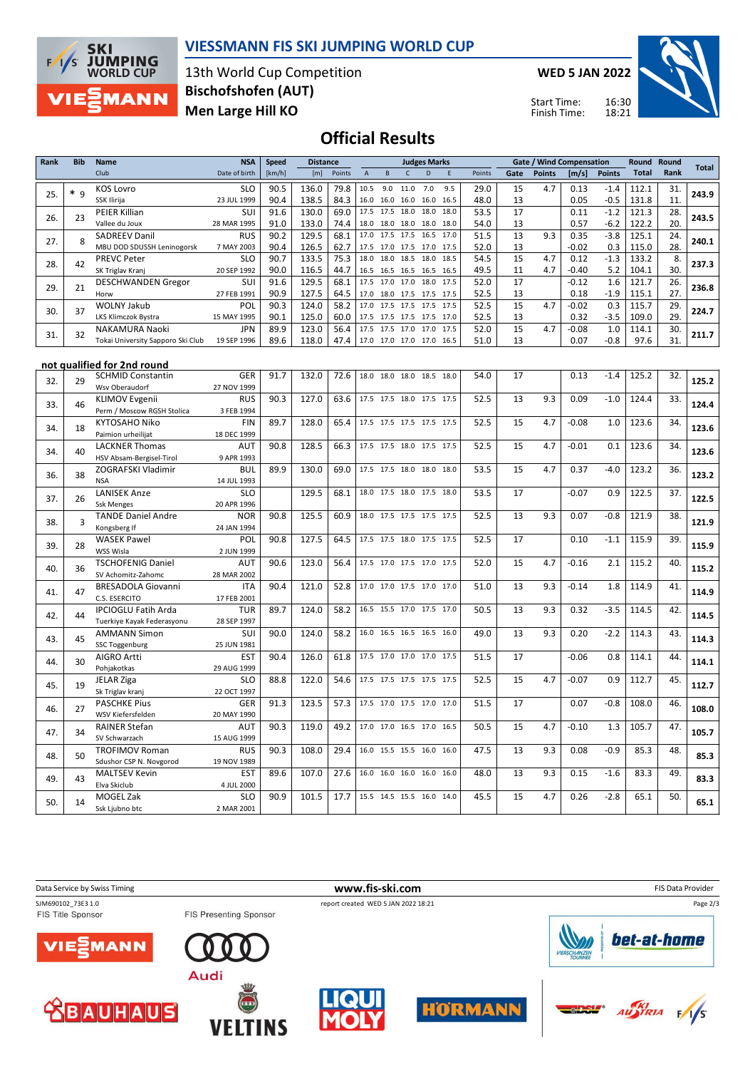# VIESSMANN FIS SKI JUMPING WORLD CUP

13th World Cup Competition
**Bischofshofen (AUT)**
**Men Large Hill KO**

**WED 5 JAN 2022**

Start Time: 16:30
Finish Time: 18:21

## Official Results

| Rank | Bib | Name / Club | NSA / Date of birth | Speed [km/h] | Distance [m] | Distance Points | A | B | C | D | E | Judges Points | Gate | Gate Points | Wind [m/s] | Wind Points | Round Total | Round Rank | Total |
|---|---|---|---|---|---|---|---|---|---|---|---|---|---|---|---|---|---|---|---|
| 25. | * 9 | KOS Lovro / SSK Ilirija | SLO / 23 JUL 1999 | 90.5 | 136.0 | 79.8 | 10.5 | 9.0 | 11.0 | 7.0 | 9.5 | 29.0 | 15 | 4.7 | 0.13 | -1.4 | 112.1 | 31. | 243.9 |
| | | | | 90.4 | 138.5 | 84.3 | 16.0 | 16.0 | 16.0 | 16.0 | 16.5 | 48.0 | 13 | | 0.05 | -0.5 | 131.8 | 11. | |
| 26. | 23 | PEIER Killian / Vallee du Joux | SUI / 28 MAR 1995 | 91.6 | 130.0 | 69.0 | 17.5 | 17.5 | 18.0 | 18.0 | 18.0 | 53.5 | 17 | | 0.11 | -1.2 | 121.3 | 28. | 243.5 |
| | | | | 91.0 | 133.0 | 74.4 | 18.0 | 18.0 | 18.0 | 18.0 | 18.0 | 54.0 | 13 | | 0.57 | -6.2 | 122.2 | 20. | |
| 27. | 8 | SADREEV Danil / MBU DOD SDUSSH Leninogorsk | RUS / 7 MAY 2003 | 90.2 | 129.5 | 68.1 | 17.0 | 17.5 | 17.5 | 16.5 | 17.0 | 51.5 | 13 | 9.3 | 0.35 | -3.8 | 125.1 | 24. | 240.1 |
| | | | | 90.4 | 126.5 | 62.7 | 17.5 | 17.0 | 17.5 | 17.0 | 17.5 | 52.0 | 13 | | -0.02 | 0.3 | 115.0 | 28. | |
| 28. | 42 | PREVC Peter / SK Triglav Kranj | SLO / 20 SEP 1992 | 90.7 | 133.5 | 75.3 | 18.0 | 18.0 | 18.5 | 18.0 | 18.5 | 54.5 | 15 | 4.7 | 0.12 | -1.3 | 133.2 | 8. | 237.3 |
| | | | | 90.0 | 116.5 | 44.7 | 16.5 | 16.5 | 16.5 | 16.5 | 16.5 | 49.5 | 11 | 4.7 | -0.40 | 5.2 | 104.1 | 30. | |
| 29. | 21 | DESCHWANDEN Gregor / Horw | SUI / 27 FEB 1991 | 91.6 | 129.5 | 68.1 | 17.5 | 17.0 | 17.0 | 18.0 | 17.5 | 52.0 | 17 | | -0.12 | 1.6 | 121.7 | 26. | 236.8 |
| | | | | 90.9 | 127.5 | 64.5 | 17.0 | 18.0 | 17.5 | 17.5 | 17.5 | 52.5 | 13 | | 0.18 | -1.9 | 115.1 | 27. | |
| 30. | 37 | WOLNY Jakub / LKS Klimczok Bystra | POL / 15 MAY 1995 | 90.3 | 124.0 | 58.2 | 17.0 | 17.5 | 17.5 | 17.5 | 17.5 | 52.5 | 15 | 4.7 | -0.02 | 0.3 | 115.7 | 29. | 224.7 |
| | | | | 90.1 | 125.0 | 60.0 | 17.5 | 17.5 | 17.5 | 17.5 | 17.0 | 52.5 | 13 | | 0.32 | -3.5 | 109.0 | 29. | |
| 31. | 32 | NAKAMURA Naoki / Tokai University Sapporo Ski Club | JPN / 19 SEP 1996 | 89.9 | 123.0 | 56.4 | 17.5 | 17.5 | 17.0 | 17.0 | 17.5 | 52.0 | 15 | 4.7 | -0.08 | 1.0 | 114.1 | 30. | 211.7 |
| | | | | 89.6 | 118.0 | 47.4 | 17.0 | 17.0 | 17.0 | 17.0 | 16.5 | 51.0 | 13 | | 0.07 | -0.8 | 97.6 | 31. | |

### not qualified for 2nd round

| Rank | Bib | Name / Club | NSA / Date of birth | Speed [km/h] | Distance [m] | Distance Points | A | B | C | D | E | Judges Points | Gate | Gate Points | Wind [m/s] | Wind Points | Round Total | Round Rank | Total |
|---|---|---|---|---|---|---|---|---|---|---|---|---|---|---|---|---|---|---|---|
| 32. | 29 | SCHMID Constantin / Wsv Oberaudorf | GER / 27 NOV 1999 | 91.7 | 132.0 | 72.6 | 18.0 | 18.0 | 18.0 | 18.5 | 18.0 | 54.0 | 17 | | 0.13 | -1.4 | 125.2 | 32. | 125.2 |
| 33. | 46 | KLIMOV Evgenii / Perm / Moscow RGSH Stolica | RUS / 3 FEB 1994 | 90.3 | 127.0 | 63.6 | 17.5 | 17.5 | 18.0 | 17.5 | 17.5 | 52.5 | 13 | 9.3 | 0.09 | -1.0 | 124.4 | 33. | 124.4 |
| 34. | 18 | KYTOSAHO Niko / Paimion urheilijat | FIN / 18 DEC 1999 | 89.7 | 128.0 | 65.4 | 17.5 | 17.5 | 17.5 | 17.5 | 17.5 | 52.5 | 15 | 4.7 | -0.08 | 1.0 | 123.6 | 34. | 123.6 |
| 34. | 40 | LACKNER Thomas / HSV Absam-Bergisel-Tirol | AUT / 9 APR 1993 | 90.8 | 128.5 | 66.3 | 17.5 | 17.5 | 18.0 | 17.5 | 17.5 | 52.5 | 15 | 4.7 | -0.01 | 0.1 | 123.6 | 34. | 123.6 |
| 36. | 38 | ZOGRAFSKI Vladimir / NSA | BUL / 14 JUL 1993 | 89.9 | 130.0 | 69.0 | 17.5 | 17.5 | 18.0 | 18.0 | 18.0 | 53.5 | 15 | 4.7 | 0.37 | -4.0 | 123.2 | 36. | 123.2 |
| 37. | 26 | LANISEK Anze / Ssk Menges | SLO / 20 APR 1996 | | 129.5 | 68.1 | 18.0 | 17.5 | 18.0 | 17.5 | 18.0 | 53.5 | 17 | | -0.07 | 0.9 | 122.5 | 37. | 122.5 |
| 38. | 3 | TANDE Daniel Andre / Kongsberg If | NOR / 24 JAN 1994 | 90.8 | 125.5 | 60.9 | 18.0 | 17.5 | 17.5 | 17.5 | 17.5 | 52.5 | 13 | 9.3 | 0.07 | -0.8 | 121.9 | 38. | 121.9 |
| 39. | 28 | WASEK Pawel / WSS Wisla | POL / 2 JUN 1999 | 90.8 | 127.5 | 64.5 | 17.5 | 17.5 | 18.0 | 17.5 | 17.5 | 52.5 | 17 | | 0.10 | -1.1 | 115.9 | 39. | 115.9 |
| 40. | 36 | TSCHOFENIG Daniel / SV Achomitz-Zahomc | AUT / 28 MAR 2002 | 90.6 | 123.0 | 56.4 | 17.5 | 17.0 | 17.5 | 17.0 | 17.5 | 52.0 | 15 | 4.7 | -0.16 | 2.1 | 115.2 | 40. | 115.2 |
| 41. | 47 | BRESADOLA Giovanni / C.S. ESERCITO | ITA / 17 FEB 2001 | 90.4 | 121.0 | 52.8 | 17.0 | 17.0 | 17.5 | 17.0 | 17.0 | 51.0 | 13 | 9.3 | -0.14 | 1.8 | 114.9 | 41. | 114.9 |
| 42. | 44 | IPCIOGLU Fatih Arda / Tuerkiye Kayak Federasyonu | TUR / 28 SEP 1997 | 89.7 | 124.0 | 58.2 | 16.5 | 15.5 | 17.0 | 17.5 | 17.0 | 50.5 | 13 | 9.3 | 0.32 | -3.5 | 114.5 | 42. | 114.5 |
| 43. | 45 | AMMANN Simon / SSC Toggenburg | SUI / 25 JUN 1981 | 90.0 | 124.0 | 58.2 | 16.0 | 16.5 | 16.5 | 16.5 | 16.0 | 49.0 | 13 | 9.3 | 0.20 | -2.2 | 114.3 | 43. | 114.3 |
| 44. | 30 | AIGRO Artti / Pohjakotkas | EST / 29 AUG 1999 | 90.4 | 126.0 | 61.8 | 17.5 | 17.0 | 17.0 | 17.0 | 17.5 | 51.5 | 17 | | -0.06 | 0.8 | 114.1 | 44. | 114.1 |
| 45. | 19 | JELAR Ziga / Sk Triglav kranj | SLO / 22 OCT 1997 | 88.8 | 122.0 | 54.6 | 17.5 | 17.5 | 17.5 | 17.5 | 17.5 | 52.5 | 15 | 4.7 | -0.07 | 0.9 | 112.7 | 45. | 112.7 |
| 46. | 27 | PASCHKE Pius / WSV Kiefersfelden | GER / 20 MAY 1990 | 91.3 | 123.5 | 57.3 | 17.5 | 17.0 | 17.5 | 17.0 | 17.0 | 51.5 | 17 | | 0.07 | -0.8 | 108.0 | 46. | 108.0 |
| 47. | 34 | RAINER Stefan / SV Schwarzach | AUT / 15 AUG 1999 | 90.3 | 119.0 | 49.2 | 17.0 | 17.0 | 16.5 | 17.0 | 16.5 | 50.5 | 15 | 4.7 | -0.10 | 1.3 | 105.7 | 47. | 105.7 |
| 48. | 50 | TROFIMOV Roman / Sdushor CSP N. Novgorod | RUS / 19 NOV 1989 | 90.3 | 108.0 | 29.4 | 16.0 | 15.5 | 15.5 | 16.0 | 16.0 | 47.5 | 13 | 9.3 | 0.08 | -0.9 | 85.3 | 48. | 85.3 |
| 49. | 43 | MALTSEV Kevin / Elva Skiclub | EST / 4 JUL 2000 | 89.6 | 107.0 | 27.6 | 16.0 | 16.0 | 16.0 | 16.0 | 16.0 | 48.0 | 13 | 9.3 | 0.15 | -1.6 | 83.3 | 49. | 83.3 |
| 50. | 14 | MOGEL Zak / Ssk Ljubno btc | SLO / 2 MAR 2001 | 90.9 | 101.5 | 17.7 | 15.5 | 14.5 | 15.5 | 16.0 | 14.0 | 45.5 | 15 | 4.7 | 0.26 | -2.8 | 65.1 | 50. | 65.1 |

Data Service by Swiss Timing — www.fis-ski.com — FIS Data Provider

SJM690102_73E3 1.0 — report created WED 5 JAN 2022 18:21

FIS Title Sponsor: VIESSMANN — FIS Presenting Sponsor: Audi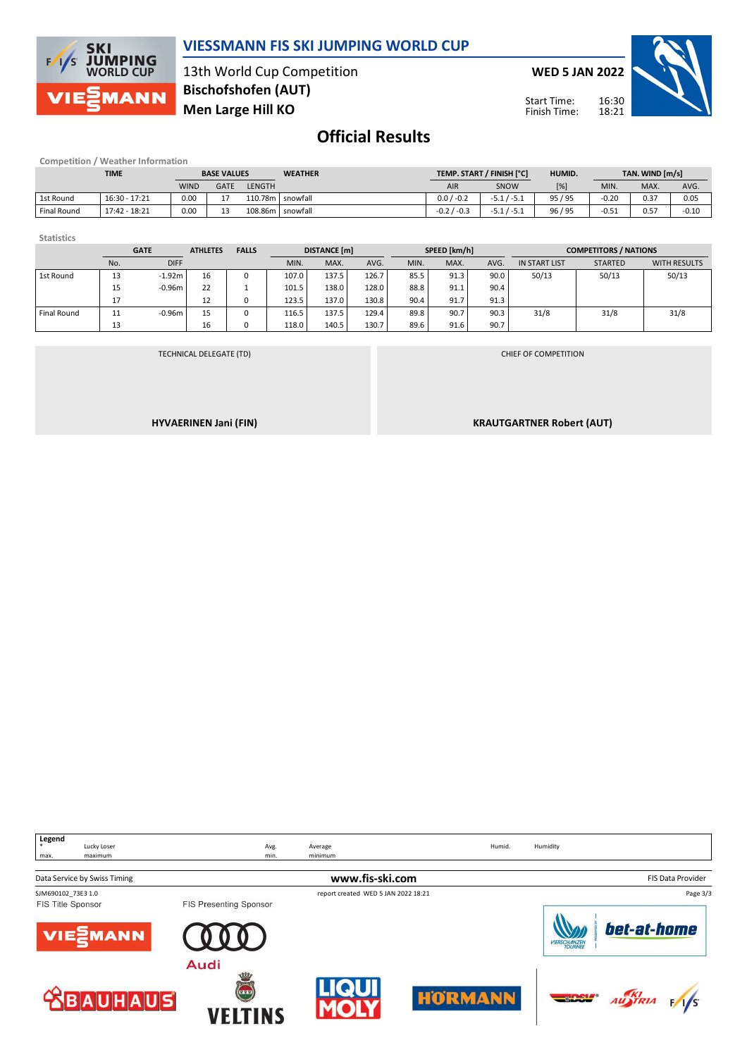# VIESSMANN FIS SKI JUMPING WORLD CUP

13th World Cup Competition
**Bischofshofen (AUT)**
**Men Large Hill KO**

**WED 5 JAN 2022**

Start Time: 16:30
Finish Time: 18:21

## Official Results

Competition / Weather Information

| TIME | | BASE VALUES | | | WEATHER | TEMP. START / FINISH [°C] | | HUMID. | TAN. WIND [m/s] | | |
|---|---|---|---|---|---|---|---|---|---|---|---|
| | | WIND | GATE | LENGTH | | AIR | SNOW | [%] | MIN. | MAX. | AVG. |
| 1st Round | 16:30 - 17:21 | 0.00 | 17 | 110.78m | snowfall | 0.0 / -0.2 | -5.1 / -5.1 | 95 / 95 | -0.20 | 0.37 | 0.05 |
| Final Round | 17:42 - 18:21 | 0.00 | 13 | 108.86m | snowfall | -0.2 / -0.3 | -5.1 / -5.1 | 96 / 95 | -0.51 | 0.57 | -0.10 |

Statistics

| | GATE | | ATHLETES | FALLS | DISTANCE [m] | | | SPEED [km/h] | | | COMPETITORS / NATIONS | | |
|---|---|---|---|---|---|---|---|---|---|---|---|---|---|
| | No. | DIFF | | | MIN. | MAX. | AVG. | MIN. | MAX. | AVG. | IN START LIST | STARTED | WITH RESULTS |
| 1st Round | 13 | -1.92m | 16 | 0 | 107.0 | 137.5 | 126.7 | 85.5 | 91.3 | 90.0 | 50/13 | 50/13 | 50/13 |
| | 15 | -0.96m | 22 | 1 | 101.5 | 138.0 | 128.0 | 88.8 | 91.1 | 90.4 | | | |
| | 17 | | 12 | 0 | 123.5 | 137.0 | 130.8 | 90.4 | 91.7 | 91.3 | | | |
| Final Round | 11 | -0.96m | 15 | 0 | 116.5 | 137.5 | 129.4 | 89.8 | 90.7 | 90.3 | 31/8 | 31/8 | 31/8 |
| | 13 | | 16 | 0 | 118.0 | 140.5 | 130.7 | 89.6 | 91.6 | 90.7 | | | |

TECHNICAL DELEGATE (TD)

**HYVAERINEN Jani (FIN)**

CHIEF OF COMPETITION

**KRAUTGARTNER Robert (AUT)**

Legend

| | | | | | |
|---|---|---|---|---|---|
| * | Lucky Loser | Avg. | Average | Humid. | Humidity |
| max. | maximum | min. | minimum | | |

Data Service by Swiss Timing — www.fis-ski.com — FIS Data Provider

SJM690102_73E3 1.0 — report created WED 5 JAN 2022 18:21

FIS Title Sponsor — FIS Presenting Sponsor